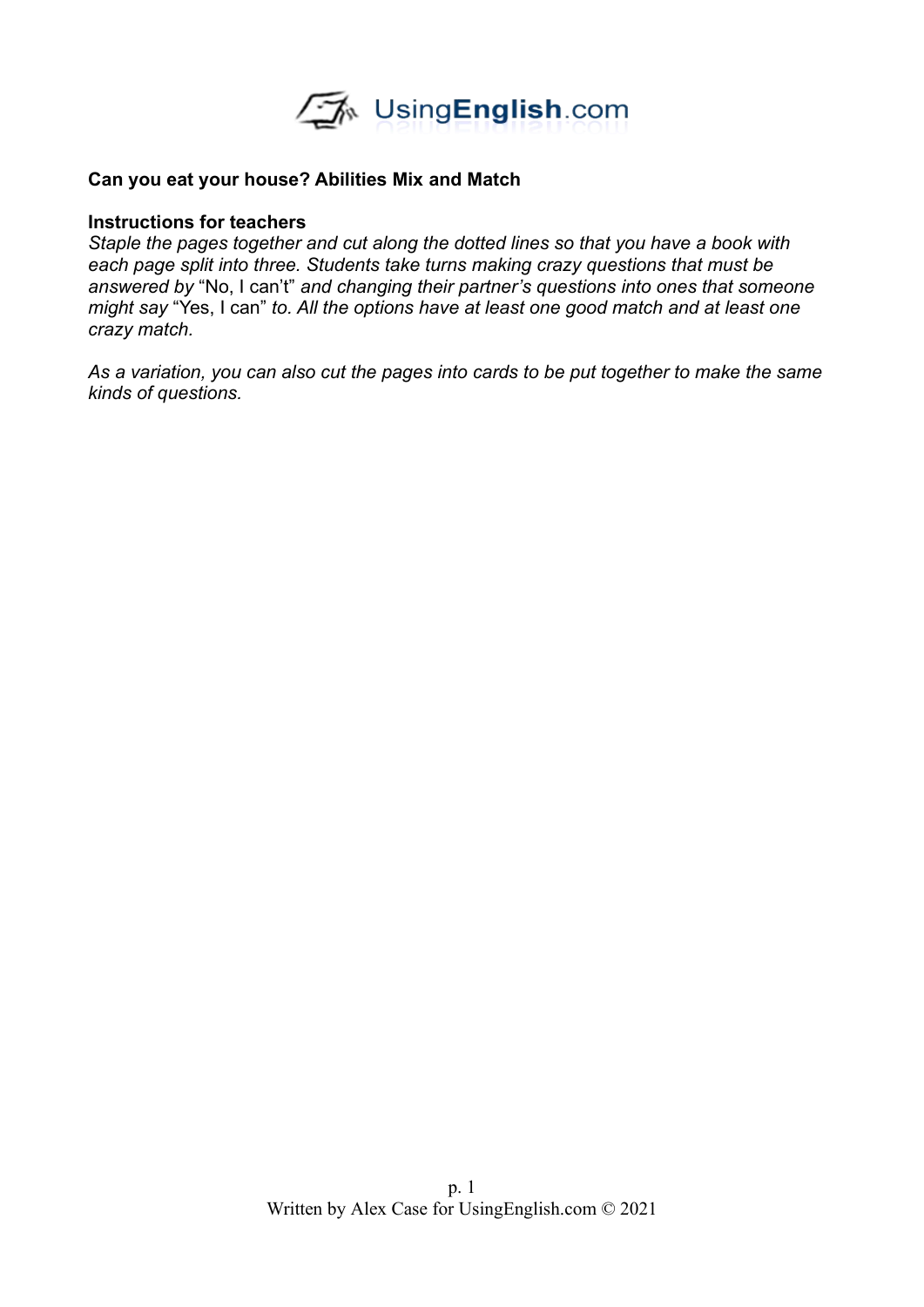## Can you eat your house? Abilities Mix and Match

### Instructions for teachers

*Staple the pages together and cut along the dotted lines so that you have a book with each page split into three. Students take turns making crazy questions that must be answered by* “No, I can’t” *and changing their partner’s questions into ones that someone might say* “Yes, I can” *to. All the options have at least one good match and at least one crazy match.*

*As a variation, you can also cut the pages into cards to be put together to make the same kinds of questions.*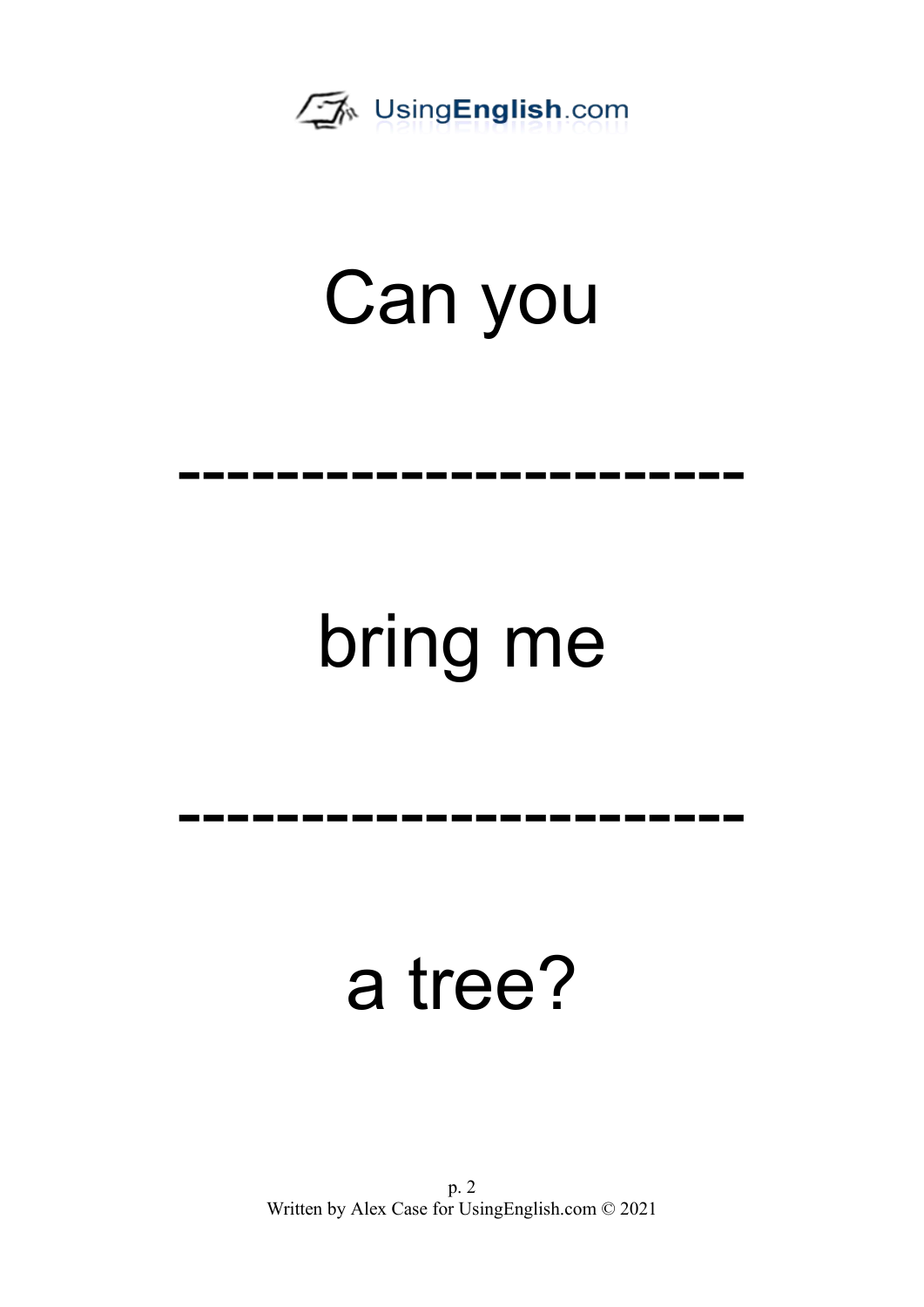Can you

-----------------------

bring me

-----------------------

a tree?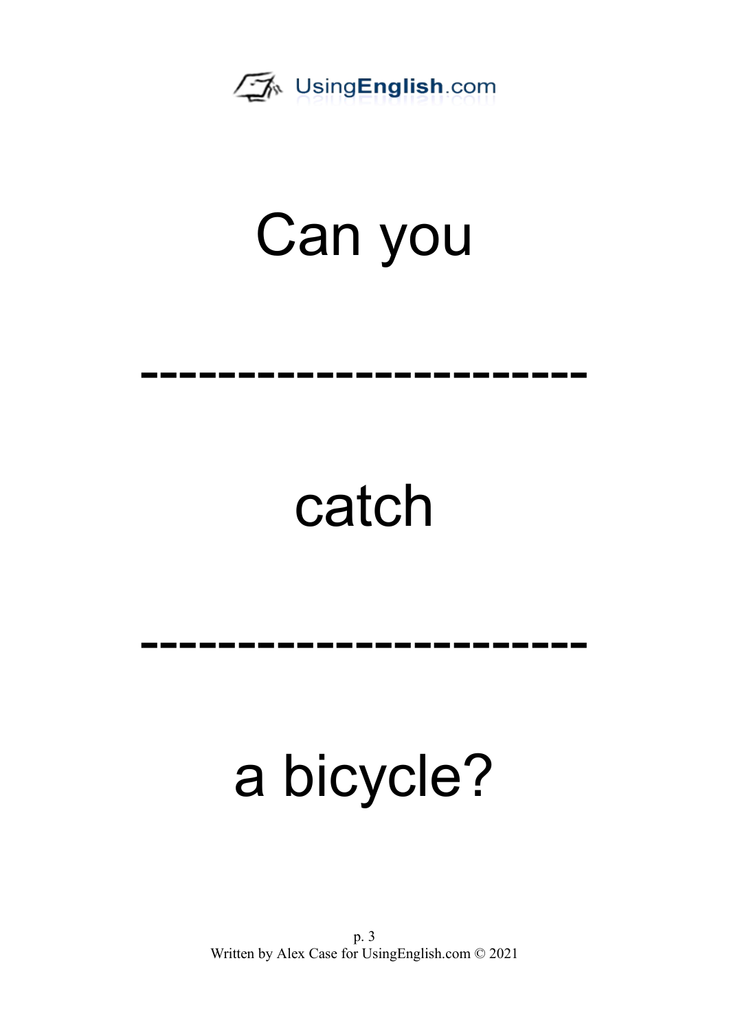Can you

------------------------

catch

------------------------

a bicycle?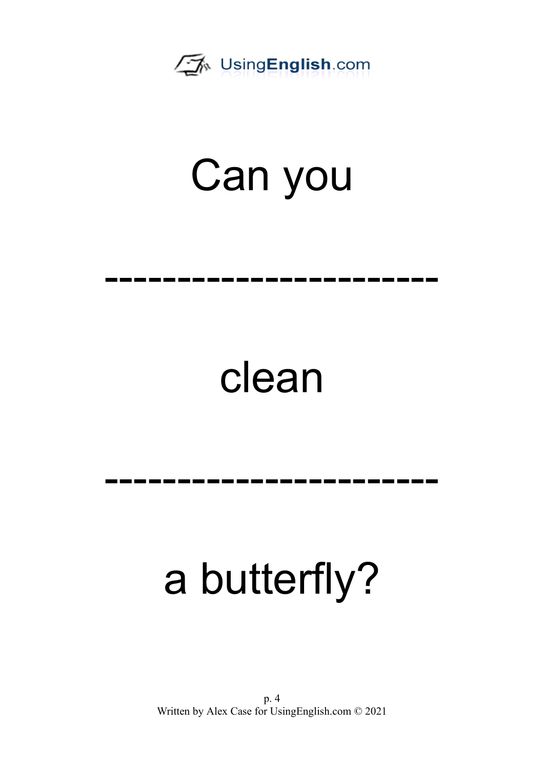Can you

-----------------------

clean

-----------------------

a butterfly?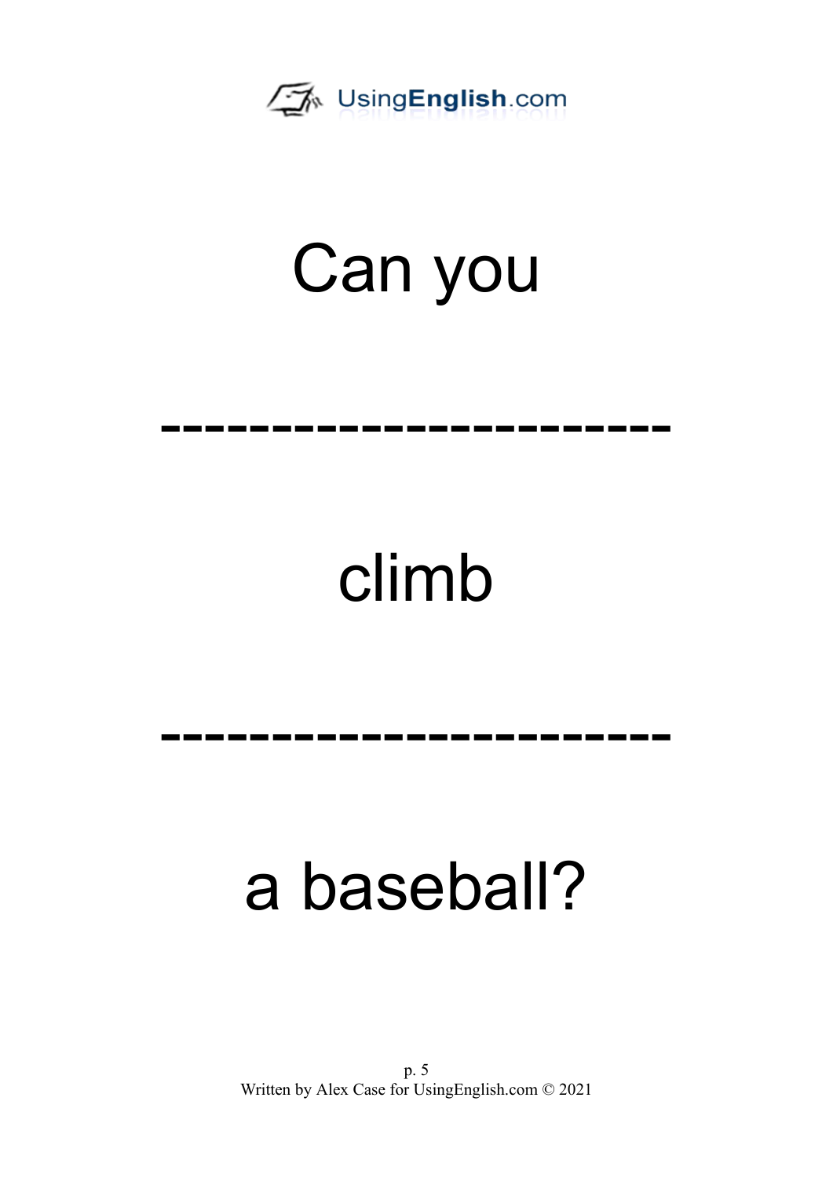Can you

-----------------------

climb

-----------------------

a baseball?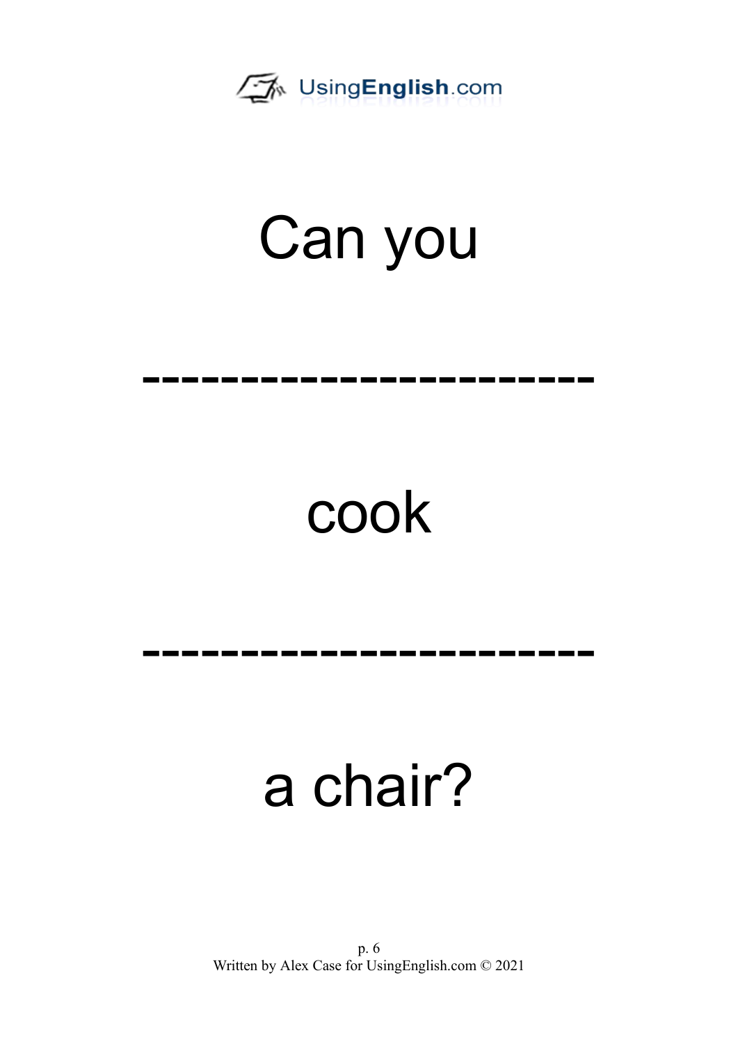Can you

------------------------

cook

------------------------

a chair?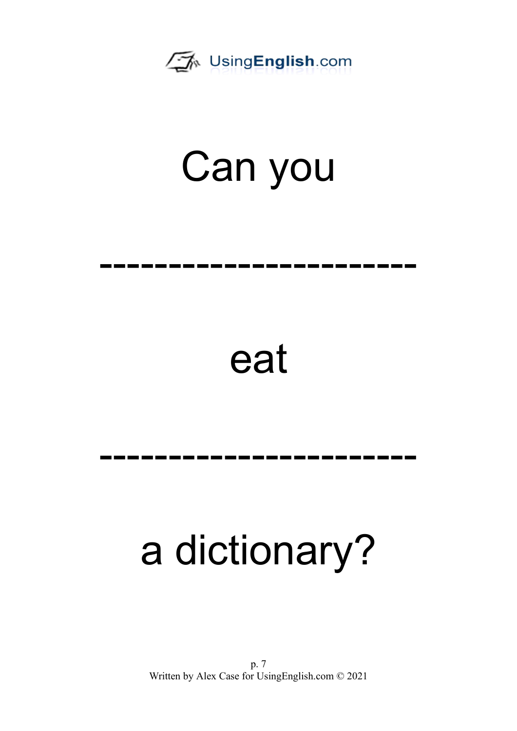# Can you

-----------------------

# eat

-----------------------

# a dictionary?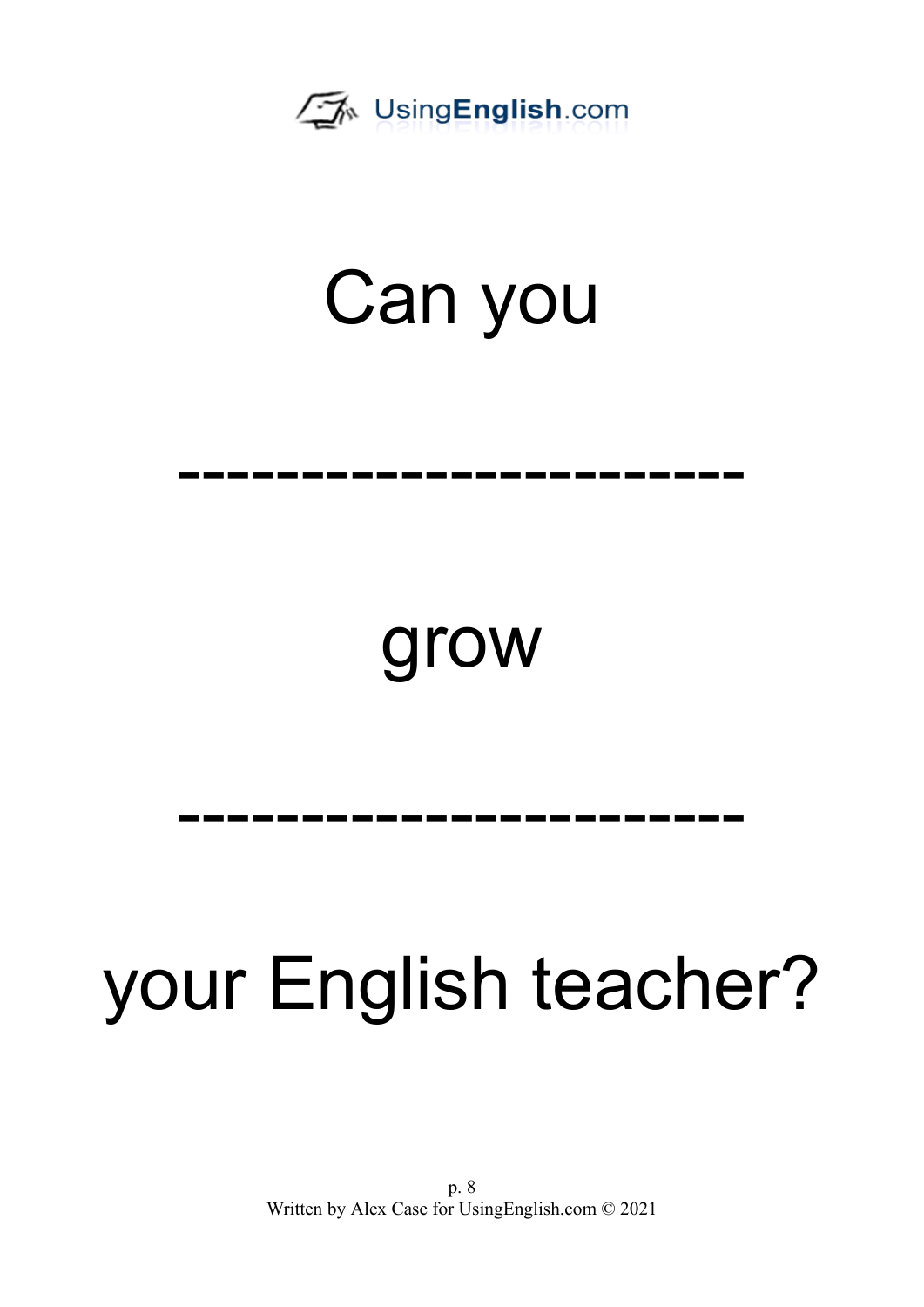Can you

------------------------

grow

------------------------

your English teacher?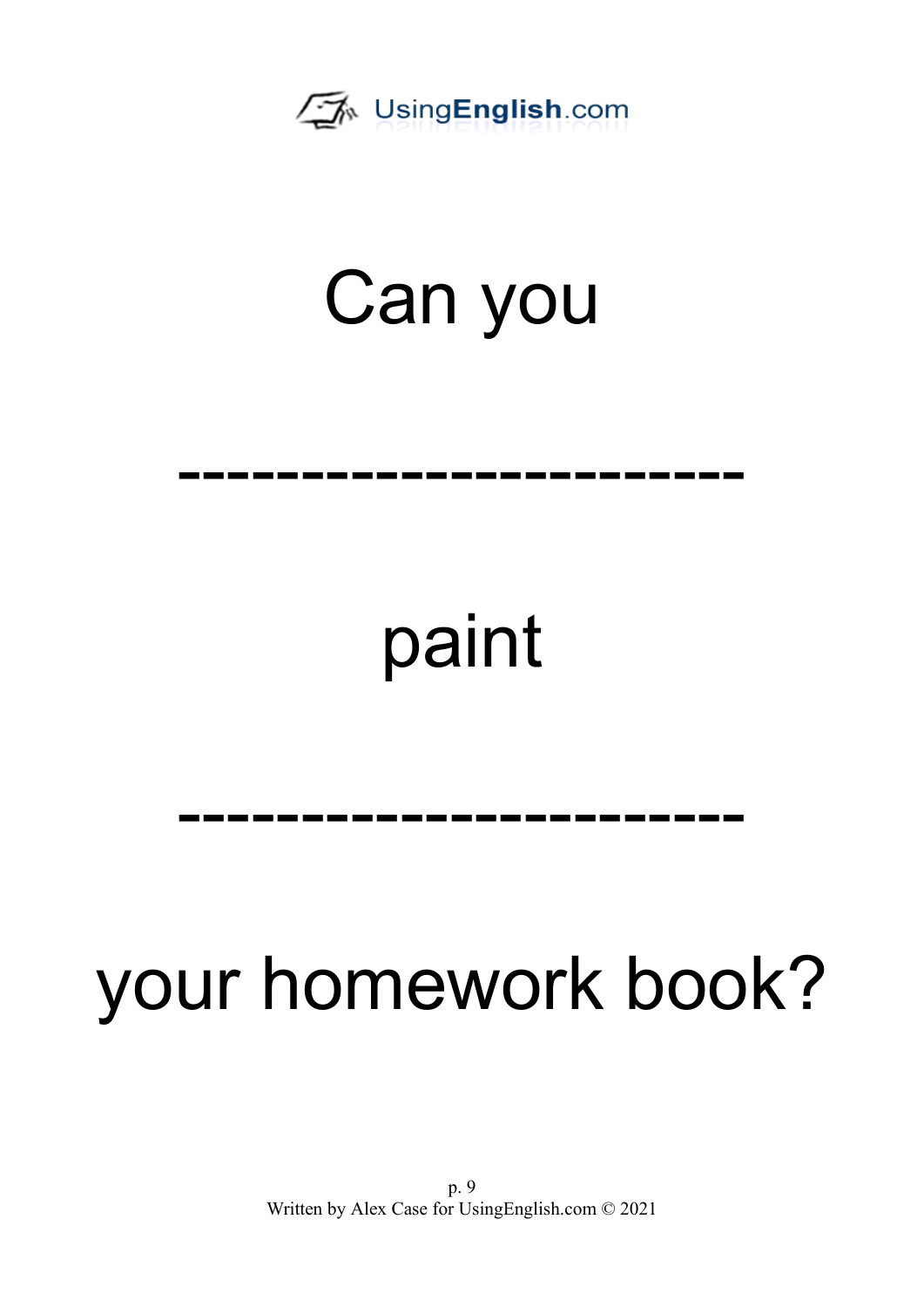Can you

------------------------

paint

------------------------

your homework book?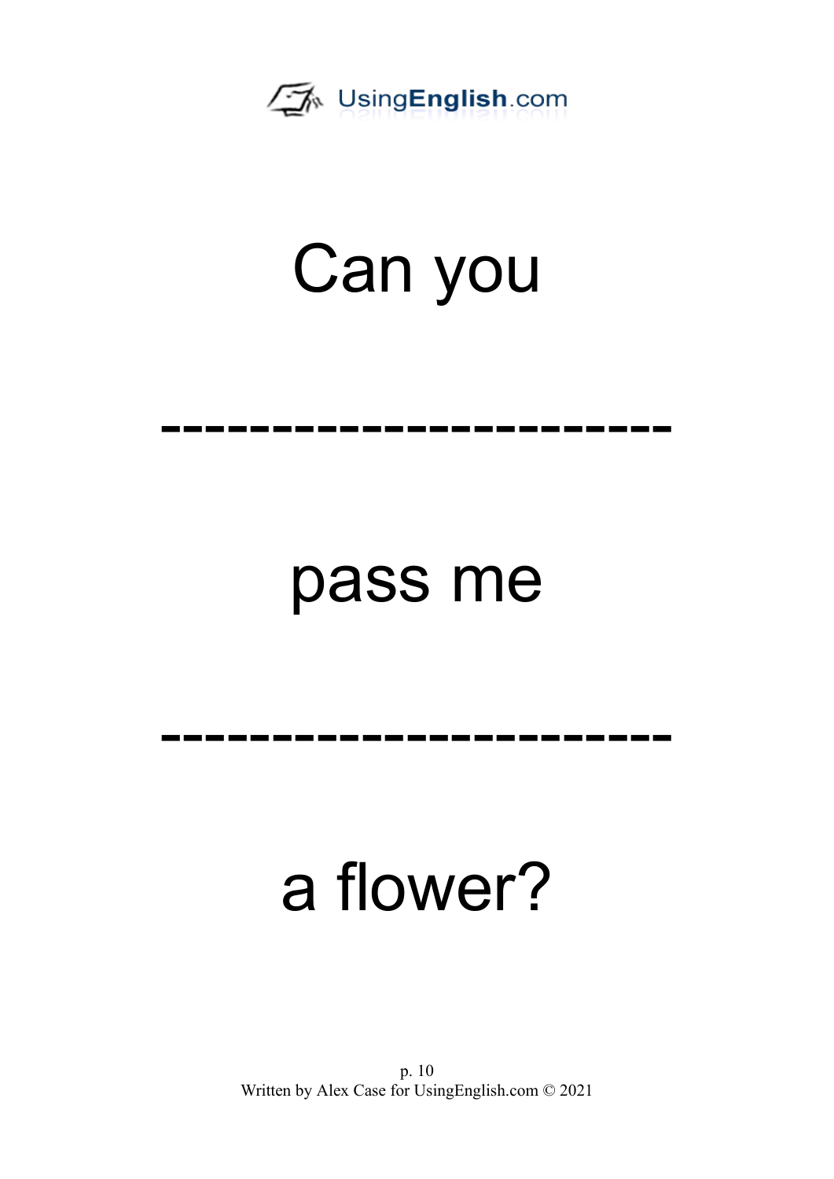Can you

-----------------------

pass me

-----------------------

a flower?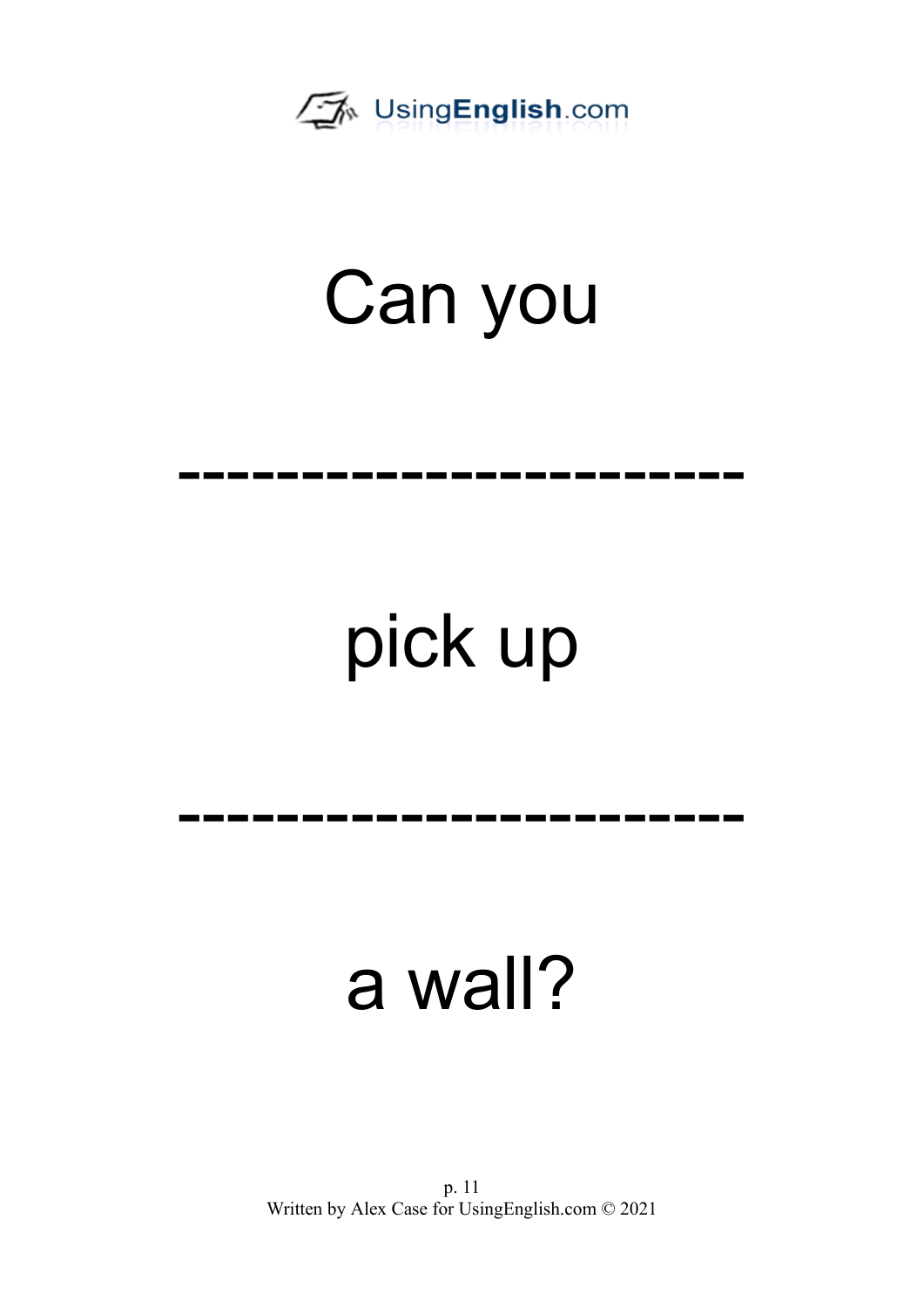Can you

-----------------------

pick up

-----------------------

a wall?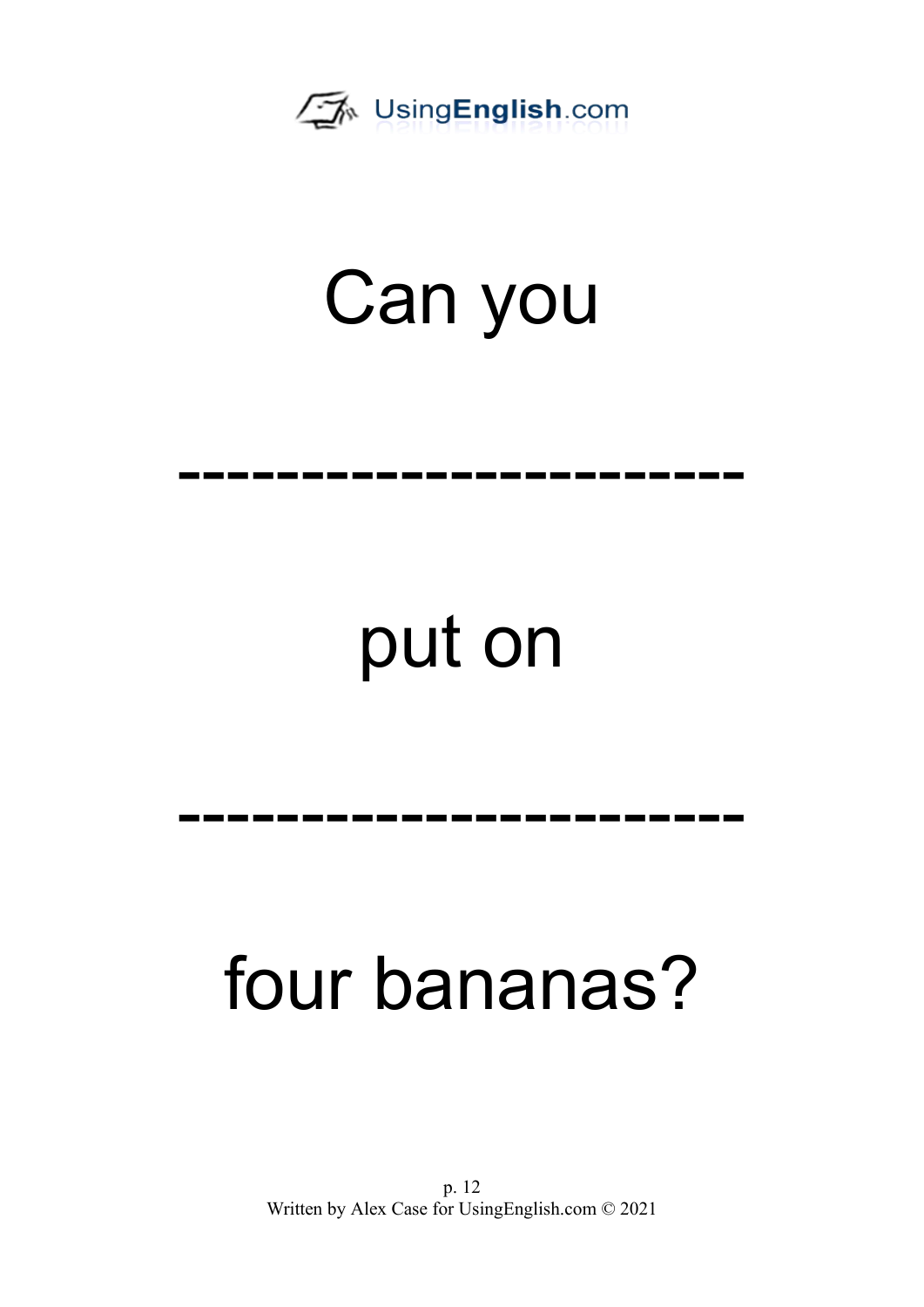Can you

------------------------

put on

------------------------

four bananas?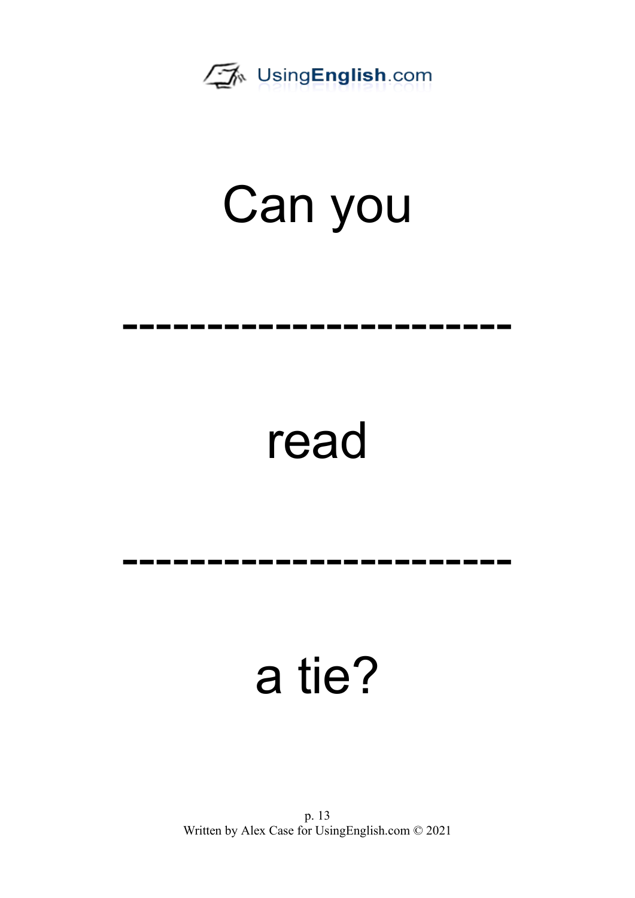Can you

------------------------

read

------------------------

a tie?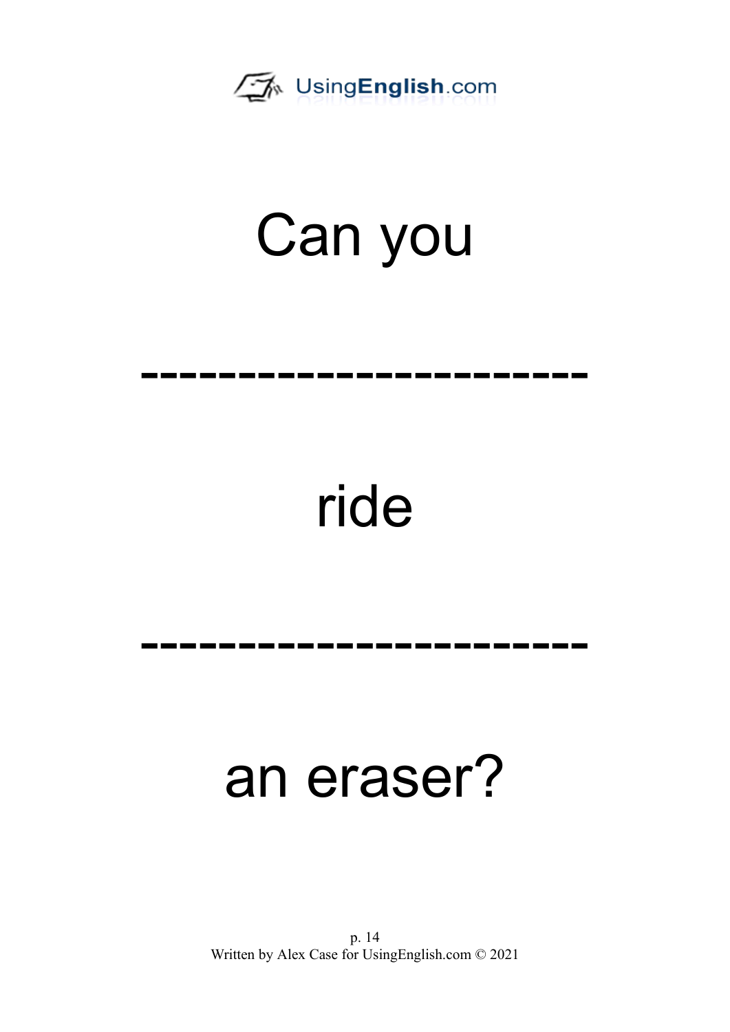Can you

-----------------------

ride

-----------------------

an eraser?

Written by Alex Case for UsingEnglish.com © 2021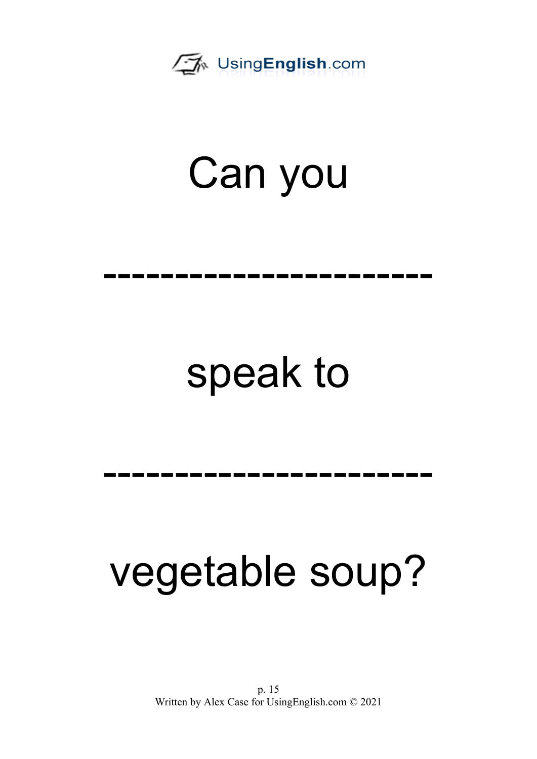Can you

------------------------

speak to

------------------------

vegetable soup?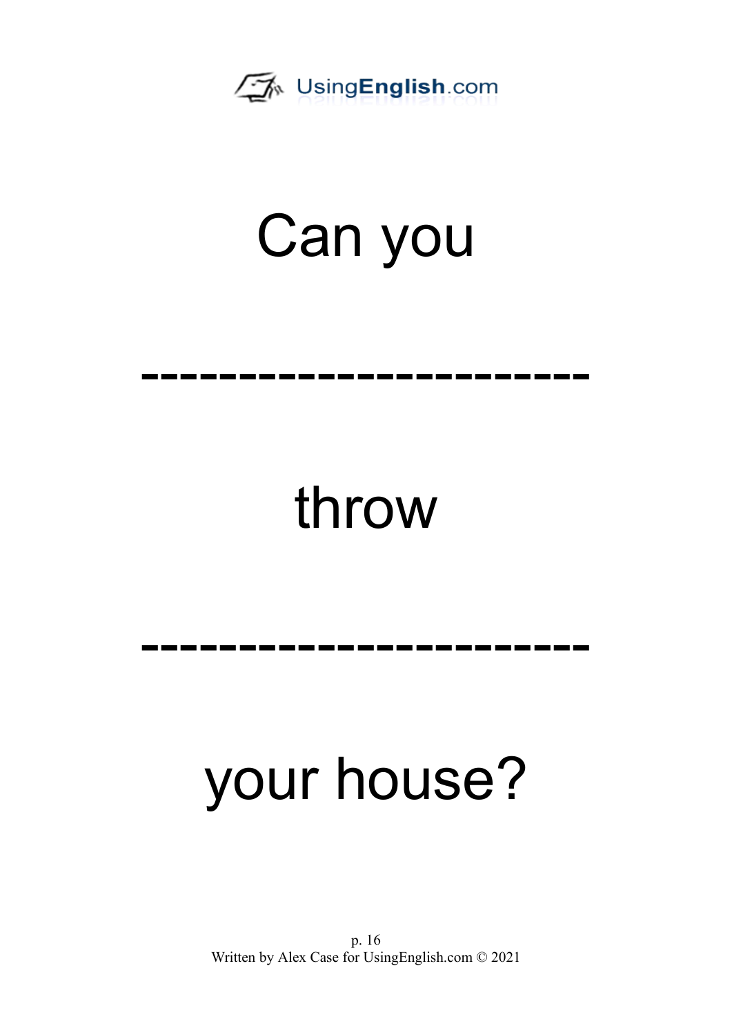Can you

-----------------------

throw

-----------------------

your house?

Written by Alex Case for UsingEnglish.com © 2021